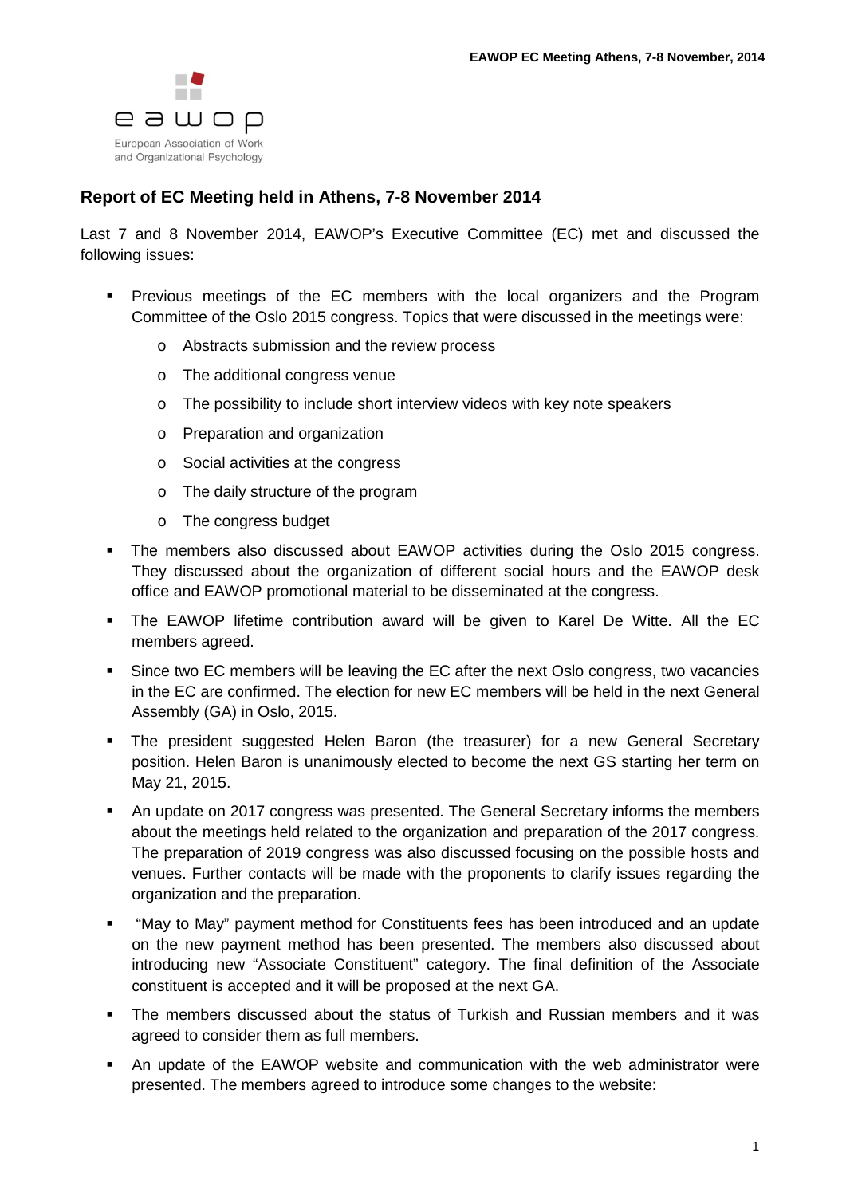eawop

European Association of Work and Organizational Psychology

## Report of EC Meeting held in Athens, 7-8 November 2014

Last 7 and 8 November 2014, EAWOP's Executive Committee (EC) met and discussed the following issues:

- Previous meetings of the EC members with the local organizers and the Program Committee of the Oslo 2015 congress. Topics that were discussed in the meetings were:
  - Abstracts submission and the review process
  - The additional congress venue
  - The possibility to include short interview videos with key note speakers
  - Preparation and organization
  - Social activities at the congress
  - The daily structure of the program
  - The congress budget
- The members also discussed about EAWOP activities during the Oslo 2015 congress. They discussed about the organization of different social hours and the EAWOP desk office and EAWOP promotional material to be disseminated at the congress.
- The EAWOP lifetime contribution award will be given to Karel De Witte. All the EC members agreed.
- Since two EC members will be leaving the EC after the next Oslo congress, two vacancies in the EC are confirmed. The election for new EC members will be held in the next General Assembly (GA) in Oslo, 2015.
- The president suggested Helen Baron (the treasurer) for a new General Secretary position. Helen Baron is unanimously elected to become the next GS starting her term on May 21, 2015.
- An update on 2017 congress was presented. The General Secretary informs the members about the meetings held related to the organization and preparation of the 2017 congress. The preparation of 2019 congress was also discussed focusing on the possible hosts and venues. Further contacts will be made with the proponents to clarify issues regarding the organization and the preparation.
- "May to May" payment method for Constituents fees has been introduced and an update on the new payment method has been presented. The members also discussed about introducing new "Associate Constituent" category. The final definition of the Associate constituent is accepted and it will be proposed at the next GA.
- The members discussed about the status of Turkish and Russian members and it was agreed to consider them as full members.
- An update of the EAWOP website and communication with the web administrator were presented. The members agreed to introduce some changes to the website: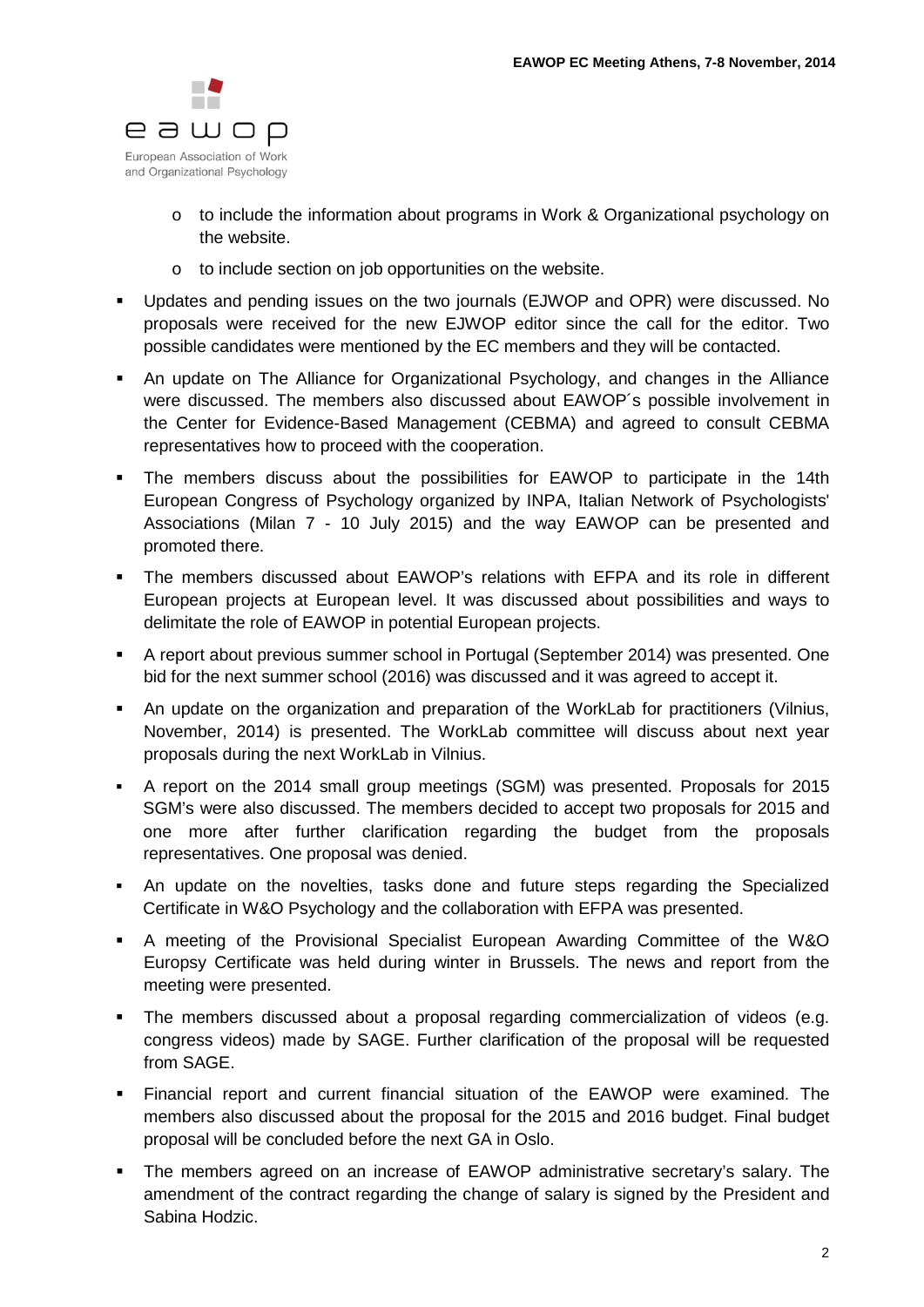- to include the information about programs in Work & Organizational psychology on the website.
- to include section on job opportunities on the website.

- Updates and pending issues on the two journals (EJWOP and OPR) were discussed. No proposals were received for the new EJWOP editor since the call for the editor. Two possible candidates were mentioned by the EC members and they will be contacted.
- An update on The Alliance for Organizational Psychology, and changes in the Alliance were discussed. The members also discussed about EAWOP´s possible involvement in the Center for Evidence-Based Management (CEBMA) and agreed to consult CEBMA representatives how to proceed with the cooperation.
- The members discuss about the possibilities for EAWOP to participate in the 14th European Congress of Psychology organized by INPA, Italian Network of Psychologists' Associations (Milan 7 - 10 July 2015) and the way EAWOP can be presented and promoted there.
- The members discussed about EAWOP's relations with EFPA and its role in different European projects at European level. It was discussed about possibilities and ways to delimitate the role of EAWOP in potential European projects.
- A report about previous summer school in Portugal (September 2014) was presented. One bid for the next summer school (2016) was discussed and it was agreed to accept it.
- An update on the organization and preparation of the WorkLab for practitioners (Vilnius, November, 2014) is presented. The WorkLab committee will discuss about next year proposals during the next WorkLab in Vilnius.
- A report on the 2014 small group meetings (SGM) was presented. Proposals for 2015 SGM's were also discussed. The members decided to accept two proposals for 2015 and one more after further clarification regarding the budget from the proposals representatives. One proposal was denied.
- An update on the novelties, tasks done and future steps regarding the Specialized Certificate in W&O Psychology and the collaboration with EFPA was presented.
- A meeting of the Provisional Specialist European Awarding Committee of the W&O Europsy Certificate was held during winter in Brussels. The news and report from the meeting were presented.
- The members discussed about a proposal regarding commercialization of videos (e.g. congress videos) made by SAGE. Further clarification of the proposal will be requested from SAGE.
- Financial report and current financial situation of the EAWOP were examined. The members also discussed about the proposal for the 2015 and 2016 budget. Final budget proposal will be concluded before the next GA in Oslo.
- The members agreed on an increase of EAWOP administrative secretary's salary. The amendment of the contract regarding the change of salary is signed by the President and Sabina Hodzic.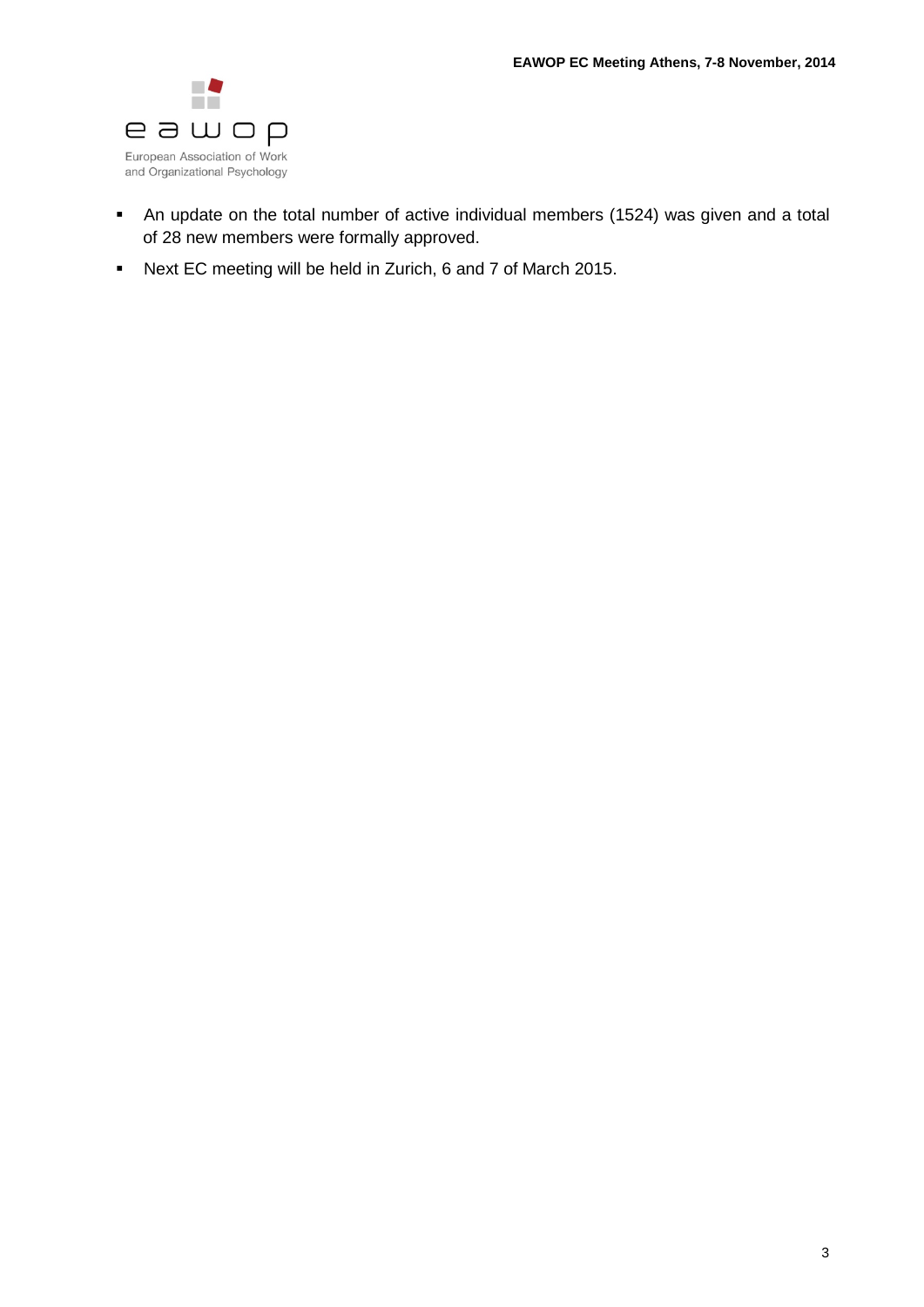- An update on the total number of active individual members (1524) was given and a total of 28 new members were formally approved.
- Next EC meeting will be held in Zurich, 6 and 7 of March 2015.